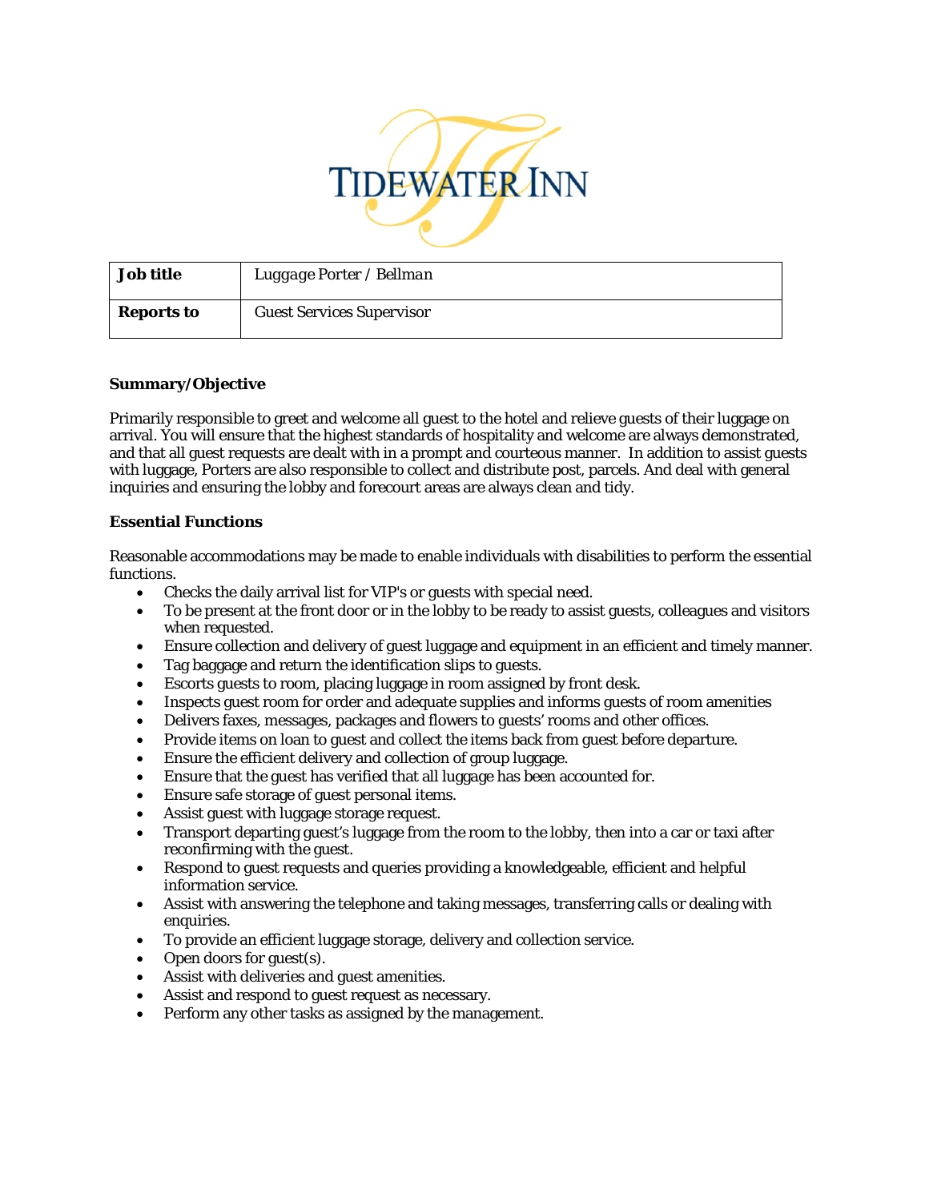TIDEWATER INN

| Job title | Luggage Porter / Bellman |
|---|---|
| Reports to | Guest Services Supervisor |

**Summary/Objective**

Primarily responsible to greet and welcome all guest to the hotel and relieve guests of their luggage on arrival. You will ensure that the highest standards of hospitality and welcome are always demonstrated, and that all guest requests are dealt with in a prompt and courteous manner. In addition to assist guests with luggage, Porters are also responsible to collect and distribute post, parcels. And deal with general inquiries and ensuring the lobby and forecourt areas are always clean and tidy.

**Essential Functions**

Reasonable accommodations may be made to enable individuals with disabilities to perform the essential functions.

- Checks the daily arrival list for VIP's or guests with special need.
- To be present at the front door or in the lobby to be ready to assist guests, colleagues and visitors when requested.
- Ensure collection and delivery of guest luggage and equipment in an efficient and timely manner.
- Tag baggage and return the identification slips to guests.
- Escorts guests to room, placing luggage in room assigned by front desk.
- Inspects guest room for order and adequate supplies and informs guests of room amenities
- Delivers faxes, messages, packages and flowers to guests' rooms and other offices.
- Provide items on loan to guest and collect the items back from guest before departure.
- Ensure the efficient delivery and collection of group luggage.
- Ensure that the guest has verified that all luggage has been accounted for.
- Ensure safe storage of guest personal items.
- Assist guest with luggage storage request.
- Transport departing guest's luggage from the room to the lobby, then into a car or taxi after reconfirming with the guest.
- Respond to guest requests and queries providing a knowledgeable, efficient and helpful information service.
- Assist with answering the telephone and taking messages, transferring calls or dealing with enquiries.
- To provide an efficient luggage storage, delivery and collection service.
- Open doors for guest(s).
- Assist with deliveries and guest amenities.
- Assist and respond to guest request as necessary.
- Perform any other tasks as assigned by the management.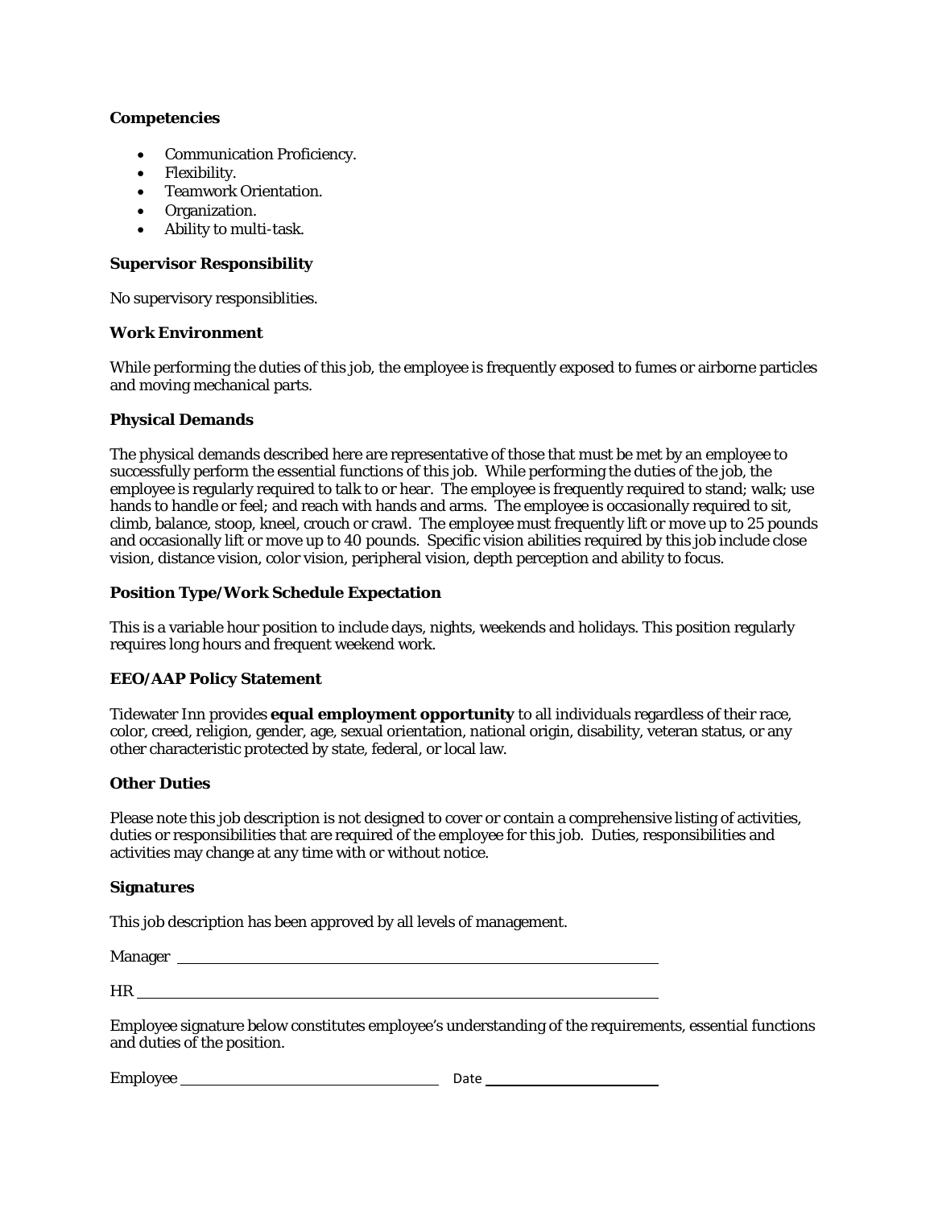**Competencies**

- Communication Proficiency.
- Flexibility.
- Teamwork Orientation.
- Organization.
- Ability to multi-task.

**Supervisor Responsibility**

No supervisory responsiblities.

**Work Environment**

While performing the duties of this job, the employee is frequently exposed to fumes or airborne particles and moving mechanical parts.

**Physical Demands**

The physical demands described here are representative of those that must be met by an employee to successfully perform the essential functions of this job. While performing the duties of the job, the employee is regularly required to talk to or hear. The employee is frequently required to stand; walk; use hands to handle or feel; and reach with hands and arms. The employee is occasionally required to sit, climb, balance, stoop, kneel, crouch or crawl. The employee must frequently lift or move up to 25 pounds and occasionally lift or move up to 40 pounds. Specific vision abilities required by this job include close vision, distance vision, color vision, peripheral vision, depth perception and ability to focus.

**Position Type/Work Schedule Expectation**

This is a variable hour position to include days, nights, weekends and holidays. This position regularly requires long hours and frequent weekend work.

**EEO/AAP Policy Statement**

Tidewater Inn provides **equal employment opportunity** to all individuals regardless of their race, color, creed, religion, gender, age, sexual orientation, national origin, disability, veteran status, or any other characteristic protected by state, federal, or local law.

**Other Duties**

Please note this job description is not designed to cover or contain a comprehensive listing of activities, duties or responsibilities that are required of the employee for this job. Duties, responsibilities and activities may change at any time with or without notice.

**Signatures**

This job description has been approved by all levels of management.

Manager ______________________________________________

HR __________________________________________________

Employee signature below constitutes employee's understanding of the requirements, essential functions and duties of the position.

Employee ___________________________ Date __________________